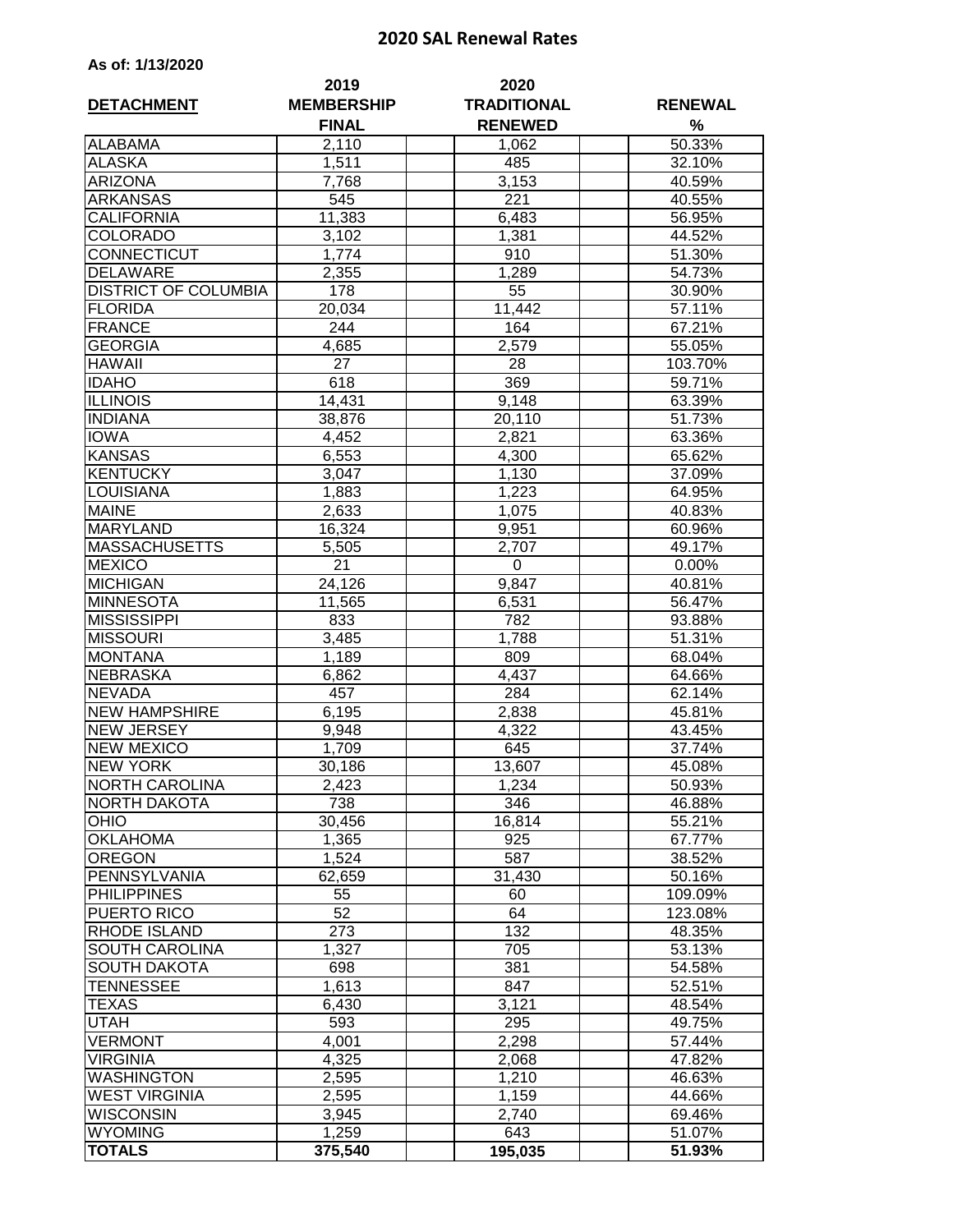# 2020 SAL Renewal Rates

**As of: 1/13/2020**

| DETACHMENT | 2019 MEMBERSHIP FINAL | 2020 TRADITIONAL RENEWED | RENEWAL % |
|---|---|---|---|
| ALABAMA | 2,110 | 1,062 | 50.33% |
| ALASKA | 1,511 | 485 | 32.10% |
| ARIZONA | 7,768 | 3,153 | 40.59% |
| ARKANSAS | 545 | 221 | 40.55% |
| CALIFORNIA | 11,383 | 6,483 | 56.95% |
| COLORADO | 3,102 | 1,381 | 44.52% |
| CONNECTICUT | 1,774 | 910 | 51.30% |
| DELAWARE | 2,355 | 1,289 | 54.73% |
| DISTRICT OF COLUMBIA | 178 | 55 | 30.90% |
| FLORIDA | 20,034 | 11,442 | 57.11% |
| FRANCE | 244 | 164 | 67.21% |
| GEORGIA | 4,685 | 2,579 | 55.05% |
| HAWAII | 27 | 28 | 103.70% |
| IDAHO | 618 | 369 | 59.71% |
| ILLINOIS | 14,431 | 9,148 | 63.39% |
| INDIANA | 38,876 | 20,110 | 51.73% |
| IOWA | 4,452 | 2,821 | 63.36% |
| KANSAS | 6,553 | 4,300 | 65.62% |
| KENTUCKY | 3,047 | 1,130 | 37.09% |
| LOUISIANA | 1,883 | 1,223 | 64.95% |
| MAINE | 2,633 | 1,075 | 40.83% |
| MARYLAND | 16,324 | 9,951 | 60.96% |
| MASSACHUSETTS | 5,505 | 2,707 | 49.17% |
| MEXICO | 21 | 0 | 0.00% |
| MICHIGAN | 24,126 | 9,847 | 40.81% |
| MINNESOTA | 11,565 | 6,531 | 56.47% |
| MISSISSIPPI | 833 | 782 | 93.88% |
| MISSOURI | 3,485 | 1,788 | 51.31% |
| MONTANA | 1,189 | 809 | 68.04% |
| NEBRASKA | 6,862 | 4,437 | 64.66% |
| NEVADA | 457 | 284 | 62.14% |
| NEW HAMPSHIRE | 6,195 | 2,838 | 45.81% |
| NEW JERSEY | 9,948 | 4,322 | 43.45% |
| NEW MEXICO | 1,709 | 645 | 37.74% |
| NEW YORK | 30,186 | 13,607 | 45.08% |
| NORTH CAROLINA | 2,423 | 1,234 | 50.93% |
| NORTH DAKOTA | 738 | 346 | 46.88% |
| OHIO | 30,456 | 16,814 | 55.21% |
| OKLAHOMA | 1,365 | 925 | 67.77% |
| OREGON | 1,524 | 587 | 38.52% |
| PENNSYLVANIA | 62,659 | 31,430 | 50.16% |
| PHILIPPINES | 55 | 60 | 109.09% |
| PUERTO RICO | 52 | 64 | 123.08% |
| RHODE ISLAND | 273 | 132 | 48.35% |
| SOUTH CAROLINA | 1,327 | 705 | 53.13% |
| SOUTH DAKOTA | 698 | 381 | 54.58% |
| TENNESSEE | 1,613 | 847 | 52.51% |
| TEXAS | 6,430 | 3,121 | 48.54% |
| UTAH | 593 | 295 | 49.75% |
| VERMONT | 4,001 | 2,298 | 57.44% |
| VIRGINIA | 4,325 | 2,068 | 47.82% |
| WASHINGTON | 2,595 | 1,210 | 46.63% |
| WEST VIRGINIA | 2,595 | 1,159 | 44.66% |
| WISCONSIN | 3,945 | 2,740 | 69.46% |
| WYOMING | 1,259 | 643 | 51.07% |
| **TOTALS** | **375,540** | **195,035** | **51.93%** |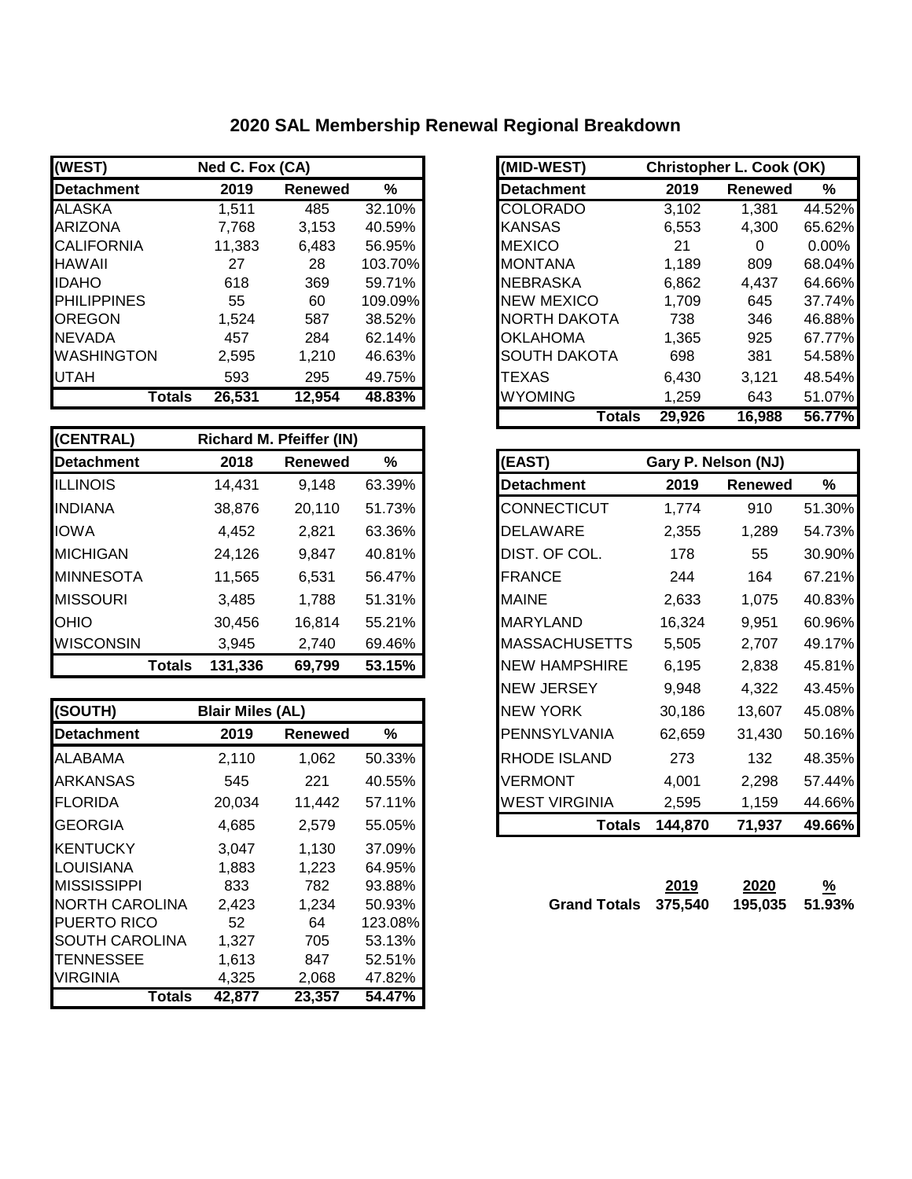# 2020 SAL Membership Renewal Regional Breakdown

| (WEST) | Ned C. Fox (CA) | | |
| --- | --- | --- | --- |
| **Detachment** | **2019** | **Renewed** | **%** |
| ALASKA | 1,511 | 485 | 32.10% |
| ARIZONA | 7,768 | 3,153 | 40.59% |
| CALIFORNIA | 11,383 | 6,483 | 56.95% |
| HAWAII | 27 | 28 | 103.70% |
| IDAHO | 618 | 369 | 59.71% |
| PHILIPPINES | 55 | 60 | 109.09% |
| OREGON | 1,524 | 587 | 38.52% |
| NEVADA | 457 | 284 | 62.14% |
| WASHINGTON | 2,595 | 1,210 | 46.63% |
| UTAH | 593 | 295 | 49.75% |
| **Totals** | **26,531** | **12,954** | **48.83%** |

| (MID-WEST) | Christopher L. Cook (OK) | | |
| --- | --- | --- | --- |
| **Detachment** | **2019** | **Renewed** | **%** |
| COLORADO | 3,102 | 1,381 | 44.52% |
| KANSAS | 6,553 | 4,300 | 65.62% |
| MEXICO | 21 | 0 | 0.00% |
| MONTANA | 1,189 | 809 | 68.04% |
| NEBRASKA | 6,862 | 4,437 | 64.66% |
| NEW MEXICO | 1,709 | 645 | 37.74% |
| NORTH DAKOTA | 738 | 346 | 46.88% |
| OKLAHOMA | 1,365 | 925 | 67.77% |
| SOUTH DAKOTA | 698 | 381 | 54.58% |
| TEXAS | 6,430 | 3,121 | 48.54% |
| WYOMING | 1,259 | 643 | 51.07% |
| **Totals** | **29,926** | **16,988** | **56.77%** |

| (CENTRAL) | Richard M. Pfeiffer (IN) | | |
| --- | --- | --- | --- |
| **Detachment** | **2018** | **Renewed** | **%** |
| ILLINOIS | 14,431 | 9,148 | 63.39% |
| INDIANA | 38,876 | 20,110 | 51.73% |
| IOWA | 4,452 | 2,821 | 63.36% |
| MICHIGAN | 24,126 | 9,847 | 40.81% |
| MINNESOTA | 11,565 | 6,531 | 56.47% |
| MISSOURI | 3,485 | 1,788 | 51.31% |
| OHIO | 30,456 | 16,814 | 55.21% |
| WISCONSIN | 3,945 | 2,740 | 69.46% |
| **Totals** | **131,336** | **69,799** | **53.15%** |

| (EAST) | Gary P. Nelson (NJ) | | |
| --- | --- | --- | --- |
| **Detachment** | **2019** | **Renewed** | **%** |
| CONNECTICUT | 1,774 | 910 | 51.30% |
| DELAWARE | 2,355 | 1,289 | 54.73% |
| DIST. OF COL. | 178 | 55 | 30.90% |
| FRANCE | 244 | 164 | 67.21% |
| MAINE | 2,633 | 1,075 | 40.83% |
| MARYLAND | 16,324 | 9,951 | 60.96% |
| MASSACHUSETTS | 5,505 | 2,707 | 49.17% |
| NEW HAMPSHIRE | 6,195 | 2,838 | 45.81% |
| NEW JERSEY | 9,948 | 4,322 | 43.45% |
| NEW YORK | 30,186 | 13,607 | 45.08% |
| PENNSYLVANIA | 62,659 | 31,430 | 50.16% |
| RHODE ISLAND | 273 | 132 | 48.35% |
| VERMONT | 4,001 | 2,298 | 57.44% |
| WEST VIRGINIA | 2,595 | 1,159 | 44.66% |
| **Totals** | **144,870** | **71,937** | **49.66%** |

| (SOUTH) | Blair Miles (AL) | | |
| --- | --- | --- | --- |
| **Detachment** | **2019** | **Renewed** | **%** |
| ALABAMA | 2,110 | 1,062 | 50.33% |
| ARKANSAS | 545 | 221 | 40.55% |
| FLORIDA | 20,034 | 11,442 | 57.11% |
| GEORGIA | 4,685 | 2,579 | 55.05% |
| KENTUCKY | 3,047 | 1,130 | 37.09% |
| LOUISIANA | 1,883 | 1,223 | 64.95% |
| MISSISSIPPI | 833 | 782 | 93.88% |
| NORTH CAROLINA | 2,423 | 1,234 | 50.93% |
| PUERTO RICO | 52 | 64 | 123.08% |
| SOUTH CAROLINA | 1,327 | 705 | 53.13% |
| TENNESSEE | 1,613 | 847 | 52.51% |
| VIRGINIA | 4,325 | 2,068 | 47.82% |
| **Totals** | **42,877** | **23,357** | **54.47%** |

| | 2019 | 2020 | % |
| --- | --- | --- | --- |
| **Grand Totals** | **375,540** | **195,035** | **51.93%** |